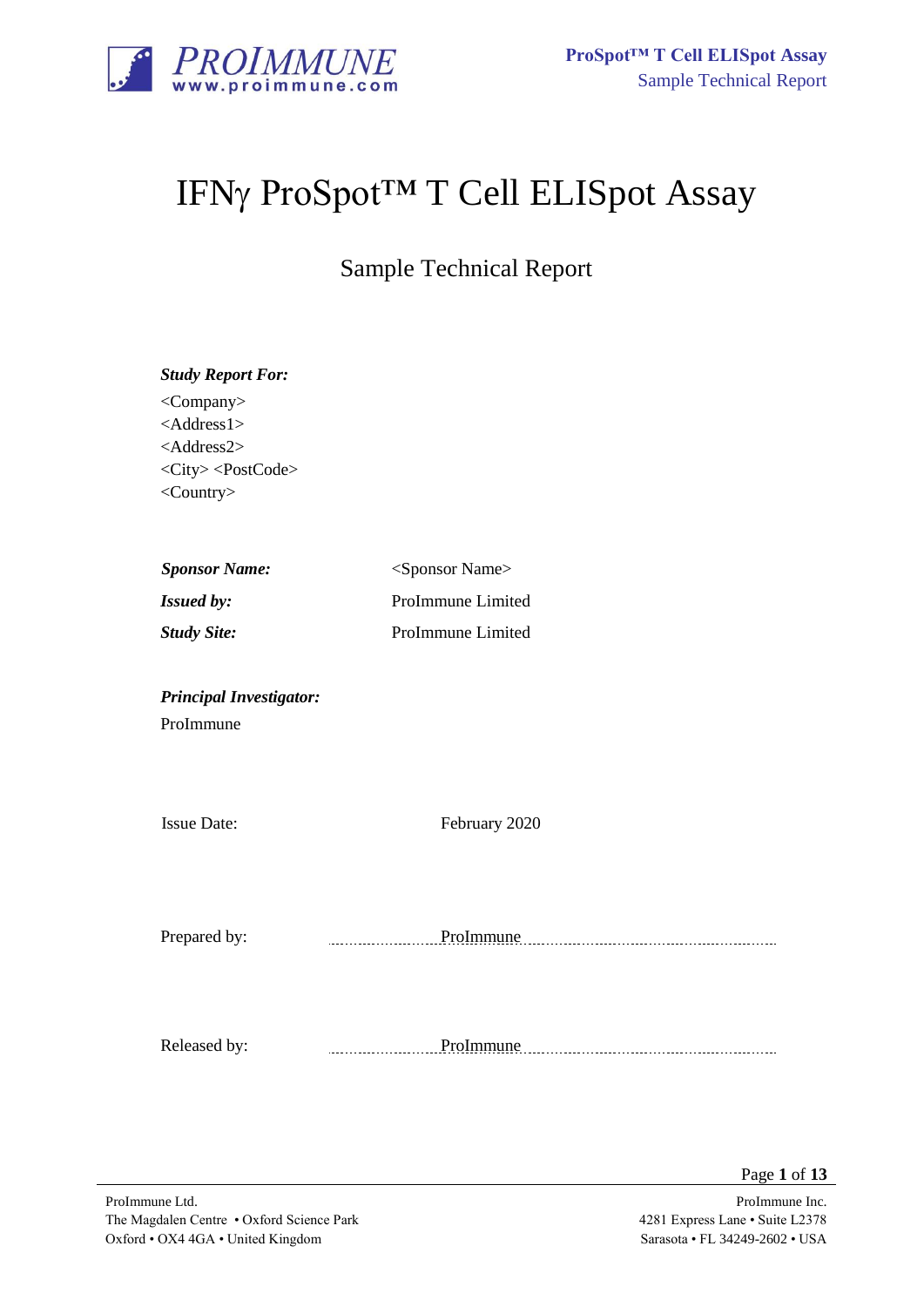# IFNγ ProSpot™ T Cell ELISpot Assay

## Sample Technical Report

***Study Report For:***

<Company>
<Address1>
<Address2>
<City> <PostCode>
<Country>

***Sponsor Name:*** <Sponsor Name>

***Issued by:*** ProImmune Limited

***Study Site:*** ProImmune Limited

***Principal Investigator:***

ProImmune

Issue Date: February 2020

Prepared by: ProImmune

Released by: ProImmune

ProImmune Ltd.
The Magdalen Centre • Oxford Science Park
Oxford • OX4 4GA • United Kingdom

ProImmune Inc.
4281 Express Lane • Suite L2378
Sarasota • FL 34249-2602 • USA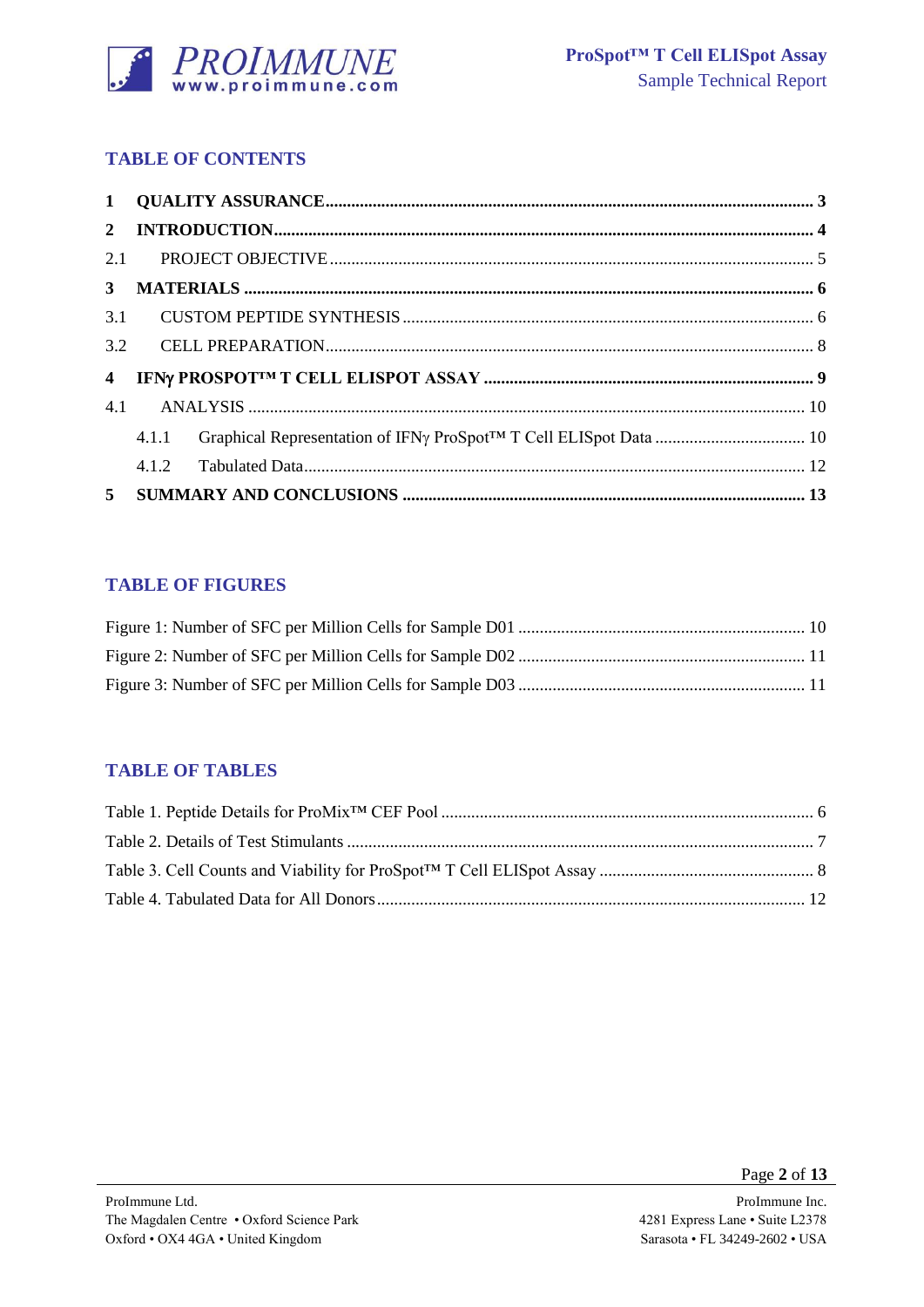## TABLE OF CONTENTS

**1 QUALITY ASSURANCE** ........................................ **3**

**2 INTRODUCTION** ........................................ **4**

2.1 PROJECT OBJECTIVE ........................................ 5

**3 MATERIALS** ........................................ **6**

3.1 CUSTOM PEPTIDE SYNTHESIS ........................................ 6

3.2 CELL PREPARATION ........................................ 8

**4 IFNγ PROSPOT™ T CELL ELISPOT ASSAY** ........................................ **9**

4.1 ANALYSIS ........................................ 10

4.1.1 Graphical Representation of IFNγ ProSpot™ T Cell ELISpot Data ........................................ 10

4.1.2 Tabulated Data ........................................ 12

**5 SUMMARY AND CONCLUSIONS** ........................................ **13**

## TABLE OF FIGURES

Figure 1: Number of SFC per Million Cells for Sample D01 ........................................ 10

Figure 2: Number of SFC per Million Cells for Sample D02 ........................................ 11

Figure 3: Number of SFC per Million Cells for Sample D03 ........................................ 11

## TABLE OF TABLES

Table 1. Peptide Details for ProMix™ CEF Pool ........................................ 6

Table 2. Details of Test Stimulants ........................................ 7

Table 3. Cell Counts and Viability for ProSpot™ T Cell ELISpot Assay ........................................ 8

Table 4. Tabulated Data for All Donors ........................................ 12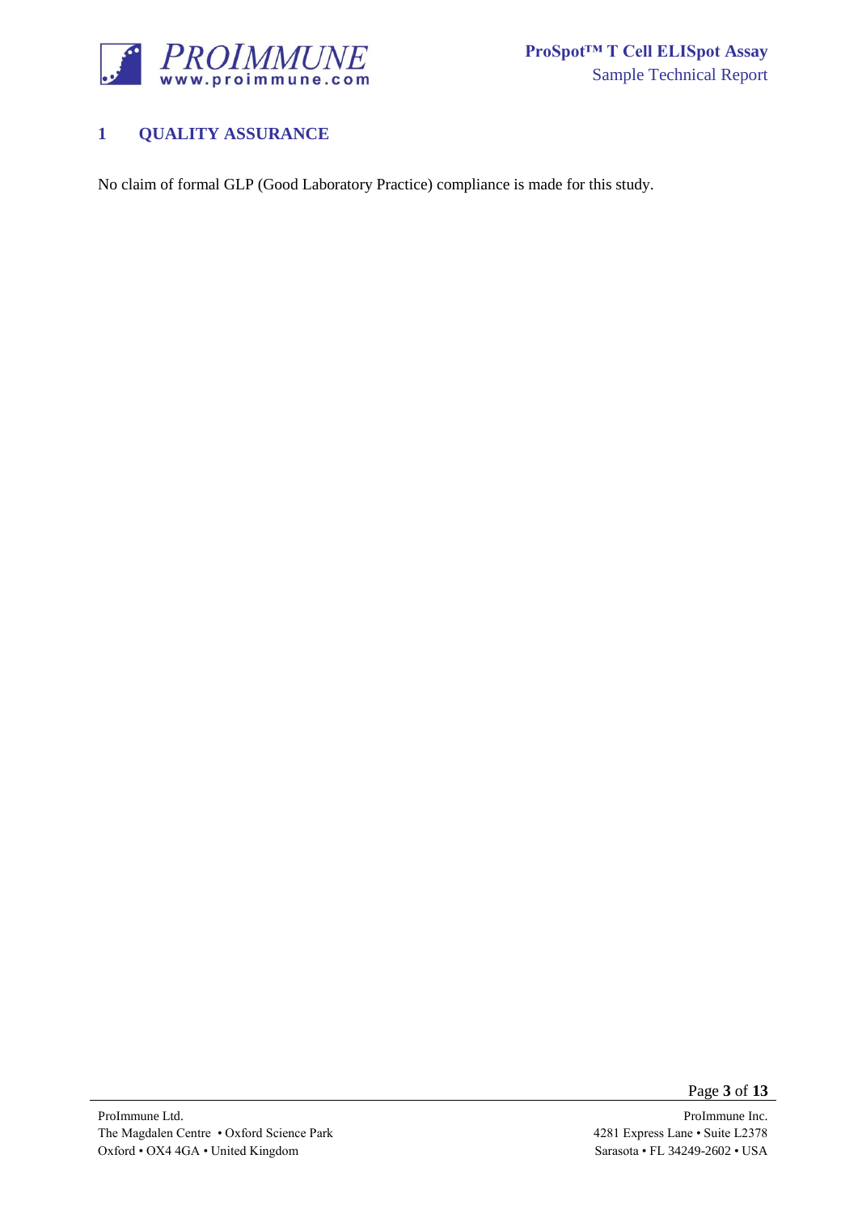# 1 QUALITY ASSURANCE

No claim of formal GLP (Good Laboratory Practice) compliance is made for this study.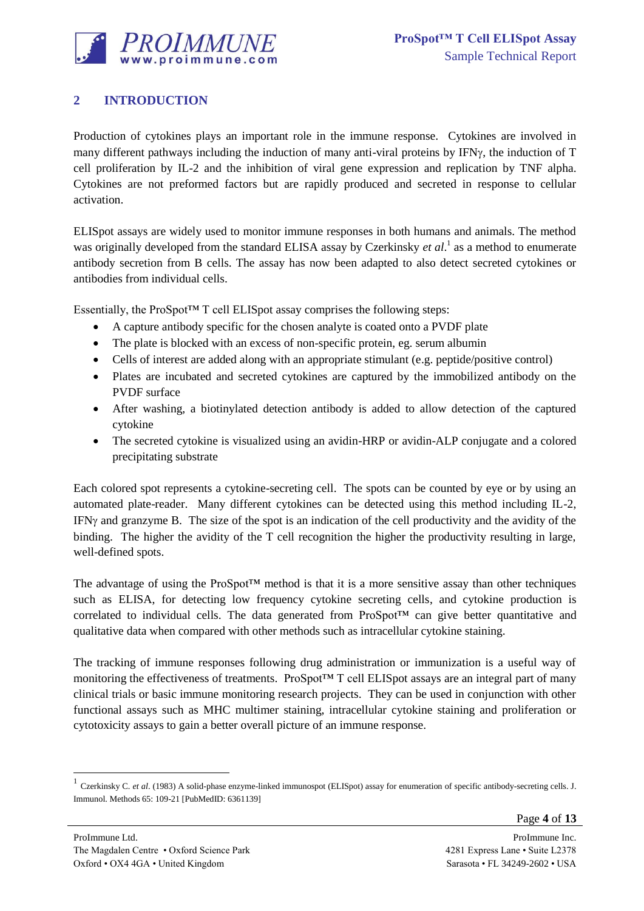## 2 INTRODUCTION

Production of cytokines plays an important role in the immune response. Cytokines are involved in many different pathways including the induction of many anti-viral proteins by IFNγ, the induction of T cell proliferation by IL-2 and the inhibition of viral gene expression and replication by TNF alpha. Cytokines are not preformed factors but are rapidly produced and secreted in response to cellular activation.

ELISpot assays are widely used to monitor immune responses in both humans and animals. The method was originally developed from the standard ELISA assay by Czerkinsky *et al.*[1] as a method to enumerate antibody secretion from B cells. The assay has now been adapted to also detect secreted cytokines or antibodies from individual cells.

Essentially, the ProSpot™ T cell ELISpot assay comprises the following steps:

- A capture antibody specific for the chosen analyte is coated onto a PVDF plate
- The plate is blocked with an excess of non-specific protein, eg. serum albumin
- Cells of interest are added along with an appropriate stimulant (e.g. peptide/positive control)
- Plates are incubated and secreted cytokines are captured by the immobilized antibody on the PVDF surface
- After washing, a biotinylated detection antibody is added to allow detection of the captured cytokine
- The secreted cytokine is visualized using an avidin-HRP or avidin-ALP conjugate and a colored precipitating substrate

Each colored spot represents a cytokine-secreting cell. The spots can be counted by eye or by using an automated plate-reader. Many different cytokines can be detected using this method including IL-2, IFNγ and granzyme B. The size of the spot is an indication of the cell productivity and the avidity of the binding. The higher the avidity of the T cell recognition the higher the productivity resulting in large, well-defined spots.

The advantage of using the ProSpot™ method is that it is a more sensitive assay than other techniques such as ELISA, for detecting low frequency cytokine secreting cells, and cytokine production is correlated to individual cells. The data generated from ProSpot™ can give better quantitative and qualitative data when compared with other methods such as intracellular cytokine staining.

The tracking of immune responses following drug administration or immunization is a useful way of monitoring the effectiveness of treatments. ProSpot™ T cell ELISpot assays are an integral part of many clinical trials or basic immune monitoring research projects. They can be used in conjunction with other functional assays such as MHC multimer staining, intracellular cytokine staining and proliferation or cytotoxicity assays to gain a better overall picture of an immune response.

---

[1] Czerkinsky C. *et al*. (1983) A solid-phase enzyme-linked immunospot (ELISpot) assay for enumeration of specific antibody-secreting cells. J. Immunol. Methods 65: 109-21 [PubMedID: 6361139]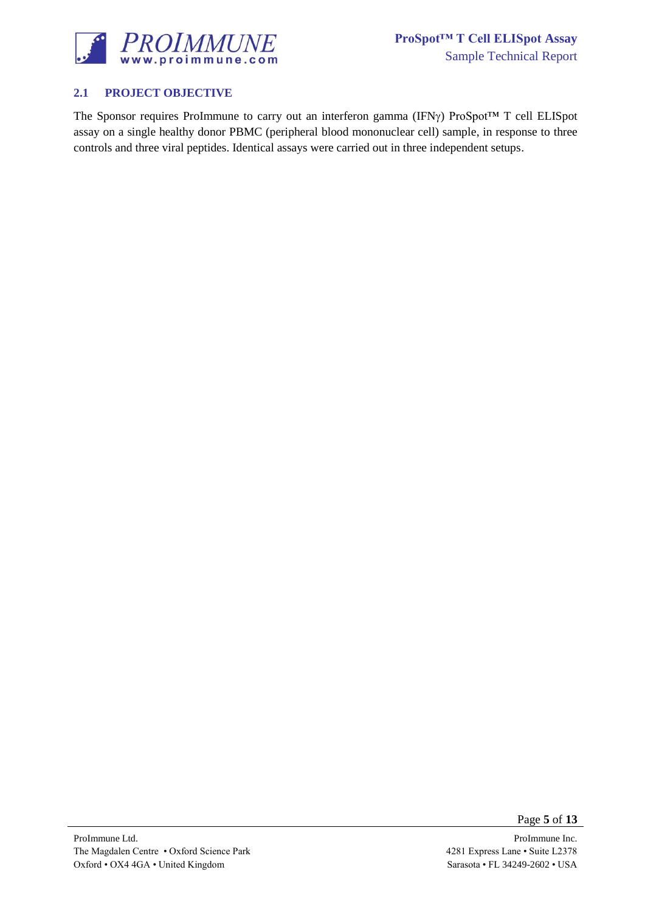## 2.1 PROJECT OBJECTIVE

The Sponsor requires ProImmune to carry out an interferon gamma (IFNγ) ProSpot™ T cell ELISpot assay on a single healthy donor PBMC (peripheral blood mononuclear cell) sample, in response to three controls and three viral peptides. Identical assays were carried out in three independent setups.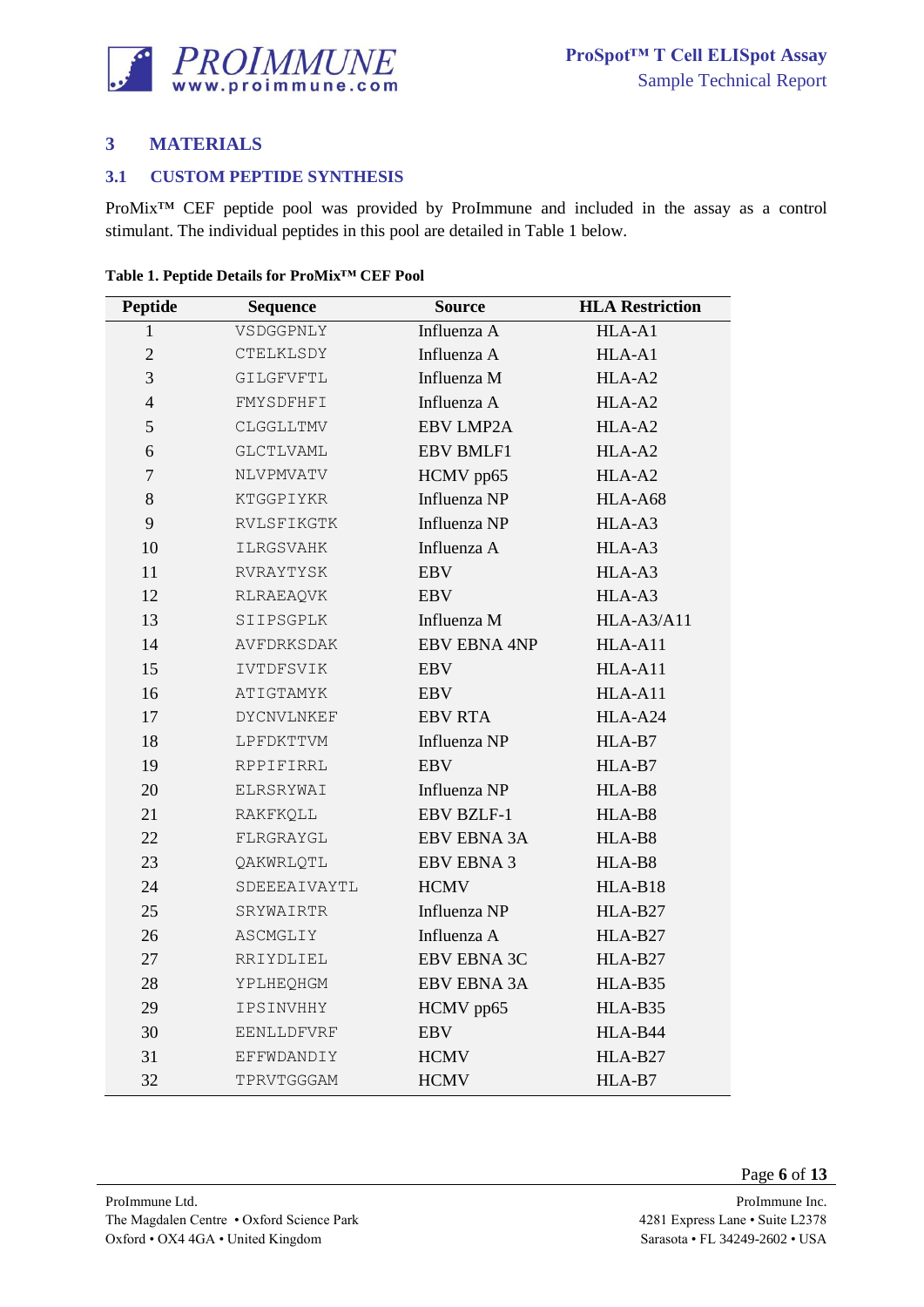## 3 MATERIALS

### 3.1 CUSTOM PEPTIDE SYNTHESIS

ProMix™ CEF peptide pool was provided by ProImmune and included in the assay as a control stimulant. The individual peptides in this pool are detailed in Table 1 below.

**Table 1. Peptide Details for ProMix™ CEF Pool**

| Peptide | Sequence | Source | HLA Restriction |
|---|---|---|---|
| 1 | VSDGGPNLY | Influenza A | HLA-A1 |
| 2 | CTELKLSDY | Influenza A | HLA-A1 |
| 3 | GILGFVFTL | Influenza M | HLA-A2 |
| 4 | FMYSDFHFI | Influenza A | HLA-A2 |
| 5 | CLGGLLTMV | EBV LMP2A | HLA-A2 |
| 6 | GLCTLVAML | EBV BMLF1 | HLA-A2 |
| 7 | NLVPMVATV | HCMV pp65 | HLA-A2 |
| 8 | KTGGPIYKR | Influenza NP | HLA-A68 |
| 9 | RVLSFIKGTK | Influenza NP | HLA-A3 |
| 10 | ILRGSVAHK | Influenza A | HLA-A3 |
| 11 | RVRAYTYSK | EBV | HLA-A3 |
| 12 | RLRAEAQVK | EBV | HLA-A3 |
| 13 | SIIPSGPLK | Influenza M | HLA-A3/A11 |
| 14 | AVFDRKSDAK | EBV EBNA 4NP | HLA-A11 |
| 15 | IVTDFSVIK | EBV | HLA-A11 |
| 16 | ATIGTAMYK | EBV | HLA-A11 |
| 17 | DYCNVLNKEF | EBV RTA | HLA-A24 |
| 18 | LPFDKTTVM | Influenza NP | HLA-B7 |
| 19 | RPPIFIRRL | EBV | HLA-B7 |
| 20 | ELRSRYWAI | Influenza NP | HLA-B8 |
| 21 | RAKFKQLL | EBV BZLF-1 | HLA-B8 |
| 22 | FLRGRAYGL | EBV EBNA 3A | HLA-B8 |
| 23 | QAKWRLQTL | EBV EBNA 3 | HLA-B8 |
| 24 | SDEEEAIVAYTL | HCMV | HLA-B18 |
| 25 | SRYWAIRTR | Influenza NP | HLA-B27 |
| 26 | ASCMGLIY | Influenza A | HLA-B27 |
| 27 | RRIYDLIEL | EBV EBNA 3C | HLA-B27 |
| 28 | YPLHEQHGM | EBV EBNA 3A | HLA-B35 |
| 29 | IPSINVHHY | HCMV pp65 | HLA-B35 |
| 30 | EENLLDFVRF | EBV | HLA-B44 |
| 31 | EFFWDANDIY | HCMV | HLA-B27 |
| 32 | TPRVTGGGAM | HCMV | HLA-B7 |

ProImmune Ltd.
The Magdalen Centre • Oxford Science Park
Oxford • OX4 4GA • United Kingdom

ProImmune Inc.
4281 Express Lane • Suite L2378
Sarasota • FL 34249-2602 • USA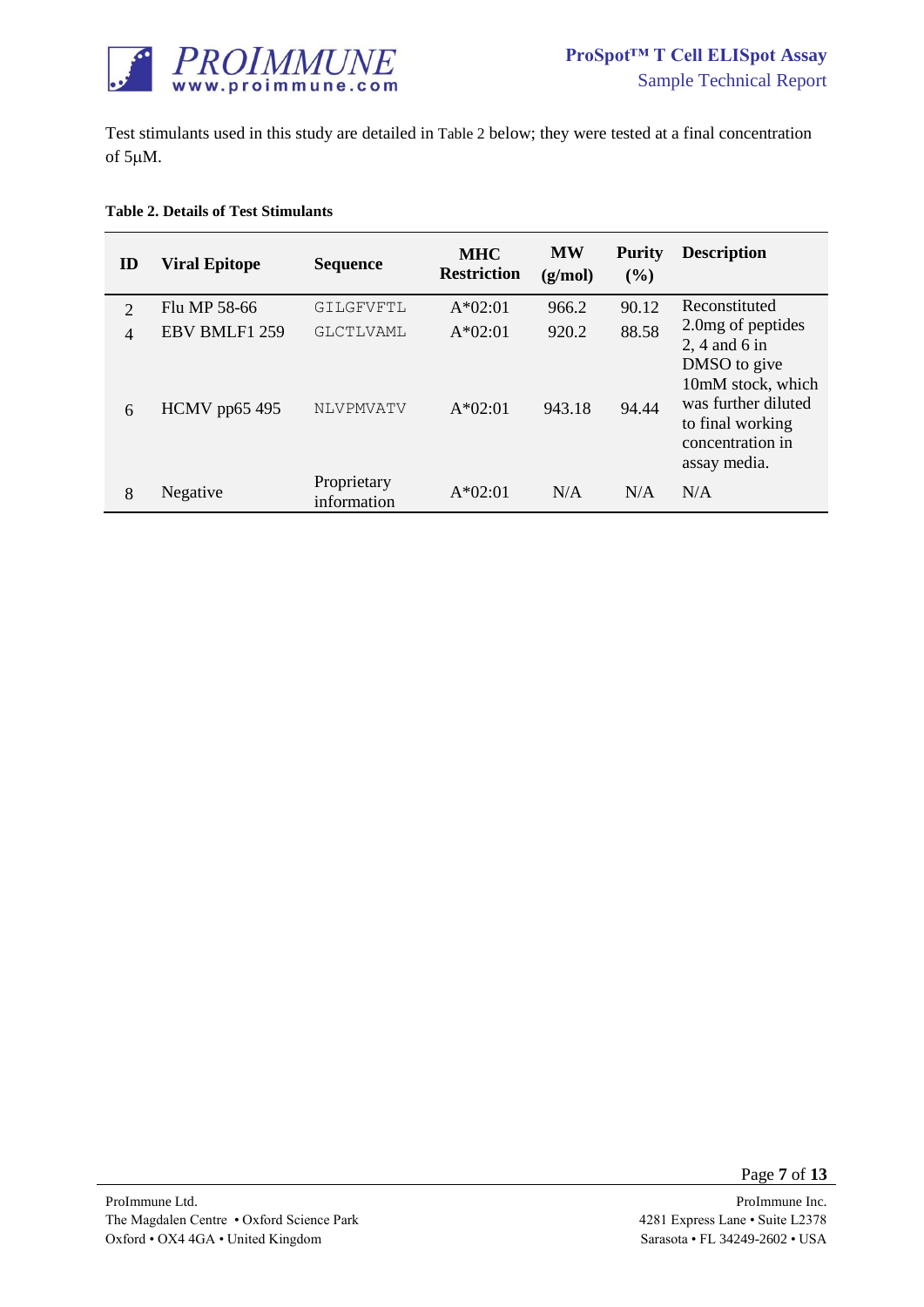Test stimulants used in this study are detailed in Table 2 below; they were tested at a final concentration of 5μM.

**Table 2. Details of Test Stimulants**

| ID | Viral Epitope | Sequence | MHC Restriction | MW (g/mol) | Purity (%) | Description |
|---|---|---|---|---|---|---|
| 2 | Flu MP 58-66 | GILGFVFTL | A*02:01 | 966.2 | 90.12 | Reconstituted 2.0mg of peptides 2, 4 and 6 in DMSO to give 10mM stock, which was further diluted to final working concentration in assay media. |
| 4 | EBV BMLF1 259 | GLCTLVAML | A*02:01 | 920.2 | 88.58 | |
| 6 | HCMV pp65 495 | NLVPMVATV | A*02:01 | 943.18 | 94.44 | |
| 8 | Negative | Proprietary information | A*02:01 | N/A | N/A | N/A |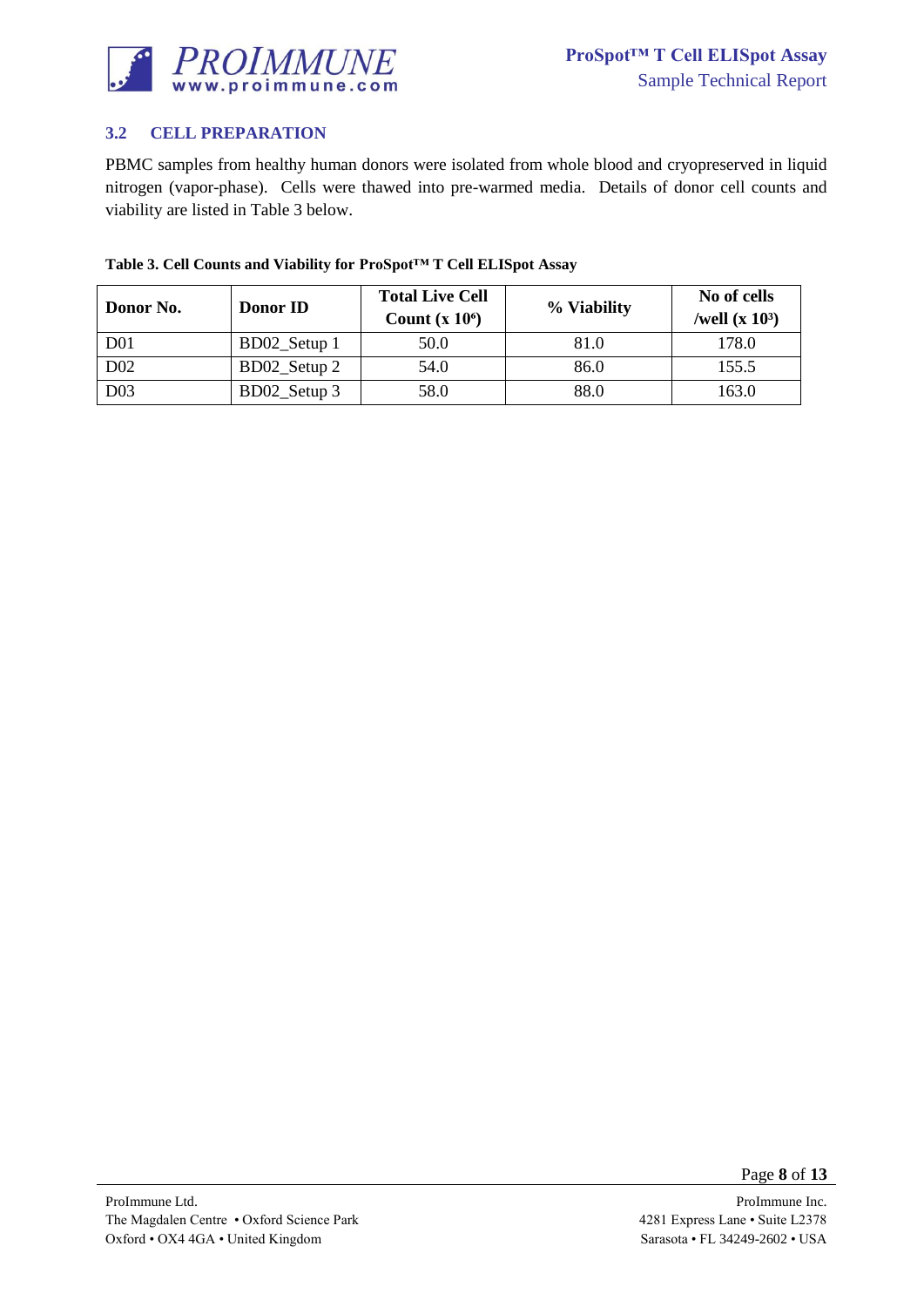### 3.2 CELL PREPARATION

PBMC samples from healthy human donors were isolated from whole blood and cryopreserved in liquid nitrogen (vapor-phase). Cells were thawed into pre-warmed media. Details of donor cell counts and viability are listed in Table 3 below.

**Table 3. Cell Counts and Viability for ProSpot™ T Cell ELISpot Assay**

| Donor No. | Donor ID | Total Live Cell Count (x $10^6$) | % Viability | No of cells /well (x $10^3$) |
|---|---|---|---|---|
| D01 | BD02_Setup 1 | 50.0 | 81.0 | 178.0 |
| D02 | BD02_Setup 2 | 54.0 | 86.0 | 155.5 |
| D03 | BD02_Setup 3 | 58.0 | 88.0 | 163.0 |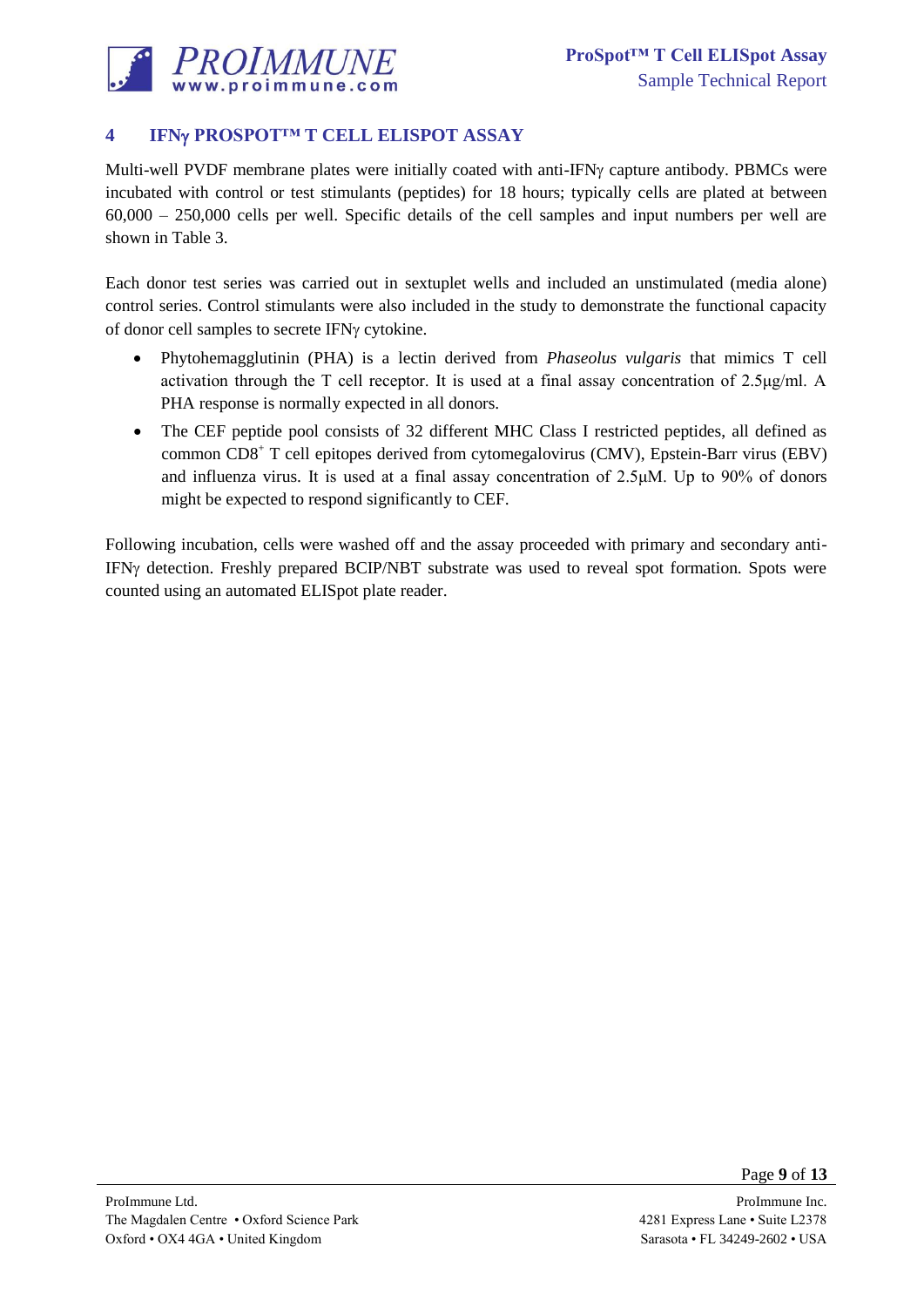## 4 IFNγ PROSPOT™ T CELL ELISPOT ASSAY

Multi-well PVDF membrane plates were initially coated with anti-IFNγ capture antibody. PBMCs were incubated with control or test stimulants (peptides) for 18 hours; typically cells are plated at between 60,000 – 250,000 cells per well. Specific details of the cell samples and input numbers per well are shown in Table 3.

Each donor test series was carried out in sextuplet wells and included an unstimulated (media alone) control series. Control stimulants were also included in the study to demonstrate the functional capacity of donor cell samples to secrete IFNγ cytokine.

- Phytohemagglutinin (PHA) is a lectin derived from *Phaseolus vulgaris* that mimics T cell activation through the T cell receptor. It is used at a final assay concentration of 2.5µg/ml. A PHA response is normally expected in all donors.
- The CEF peptide pool consists of 32 different MHC Class I restricted peptides, all defined as common $CD8^{+}$ T cell epitopes derived from cytomegalovirus (CMV), Epstein-Barr virus (EBV) and influenza virus. It is used at a final assay concentration of 2.5µM. Up to 90% of donors might be expected to respond significantly to CEF.

Following incubation, cells were washed off and the assay proceeded with primary and secondary anti-IFNγ detection. Freshly prepared BCIP/NBT substrate was used to reveal spot formation. Spots were counted using an automated ELISpot plate reader.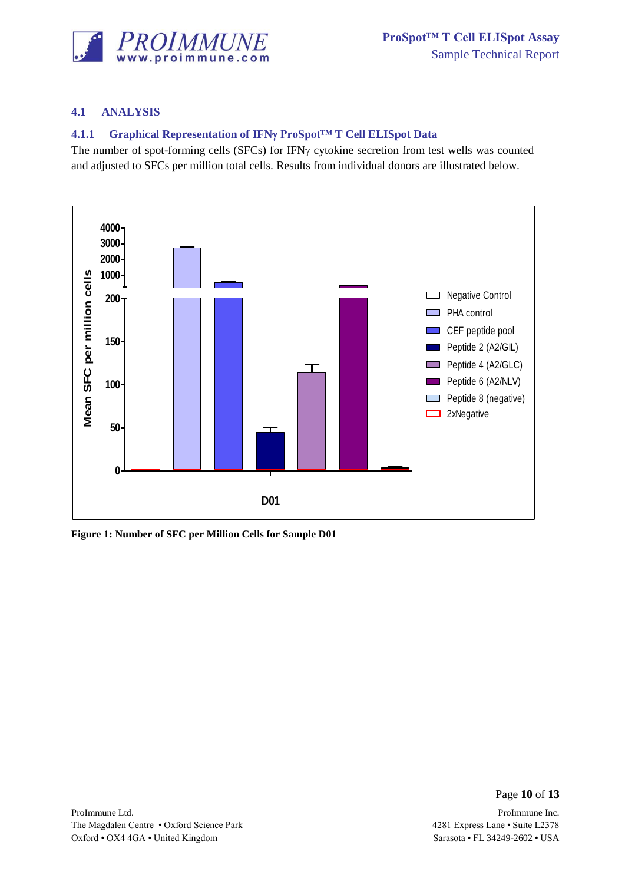## 4.1 ANALYSIS

### 4.1.1 Graphical Representation of IFNγ ProSpot™ T Cell ELISpot Data

The number of spot-forming cells (SFCs) for IFNγ cytokine secretion from test wells was counted and adjusted to SFCs per million total cells. Results from individual donors are illustrated below.

**Figure 1: Number of SFC per Million Cells for Sample D01**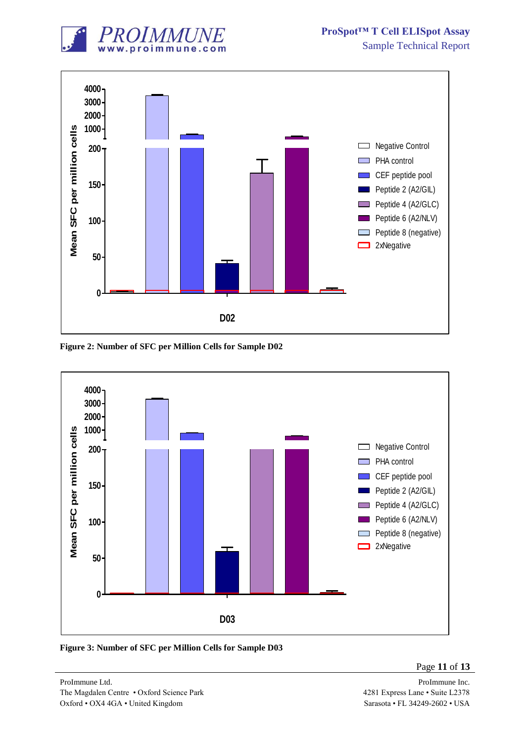Figure 2: Number of SFC per Million Cells for Sample D02

Figure 3: Number of SFC per Million Cells for Sample D03

ProImmune Ltd.
The Magdalen Centre • Oxford Science Park
Oxford • OX4 4GA • United Kingdom

ProImmune Inc.
4281 Express Lane • Suite L2378
Sarasota • FL 34249-2602 • USA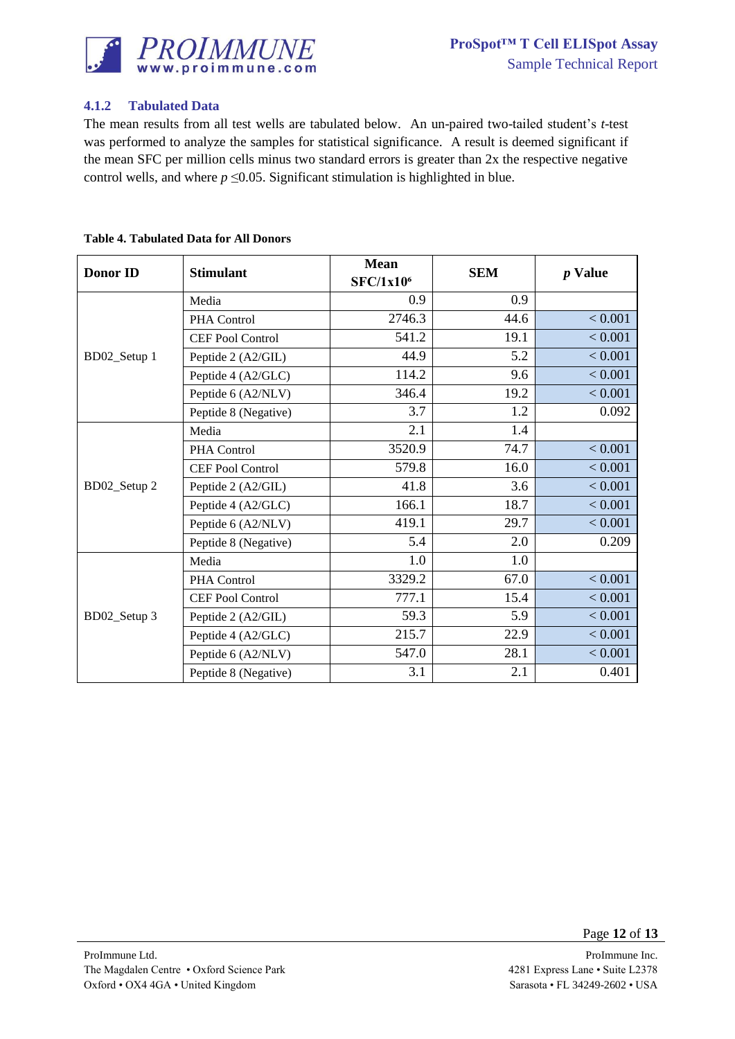### 4.1.2 Tabulated Data

The mean results from all test wells are tabulated below. An un-paired two-tailed student's *t*-test was performed to analyze the samples for statistical significance. A result is deemed significant if the mean SFC per million cells minus two standard errors is greater than 2x the respective negative control wells, and where $p \leq 0.05$. Significant stimulation is highlighted in blue.

**Table 4. Tabulated Data for All Donors**

| Donor ID | Stimulant | Mean SFC/1x10⁶ | SEM | *p* Value |
|---|---|---|---|---|
| BD02_Setup 1 | Media | 0.9 | 0.9 | |
| | PHA Control | 2746.3 | 44.6 | < 0.001 |
| | CEF Pool Control | 541.2 | 19.1 | < 0.001 |
| | Peptide 2 (A2/GIL) | 44.9 | 5.2 | < 0.001 |
| | Peptide 4 (A2/GLC) | 114.2 | 9.6 | < 0.001 |
| | Peptide 6 (A2/NLV) | 346.4 | 19.2 | < 0.001 |
| | Peptide 8 (Negative) | 3.7 | 1.2 | 0.092 |
| BD02_Setup 2 | Media | 2.1 | 1.4 | |
| | PHA Control | 3520.9 | 74.7 | < 0.001 |
| | CEF Pool Control | 579.8 | 16.0 | < 0.001 |
| | Peptide 2 (A2/GIL) | 41.8 | 3.6 | < 0.001 |
| | Peptide 4 (A2/GLC) | 166.1 | 18.7 | < 0.001 |
| | Peptide 6 (A2/NLV) | 419.1 | 29.7 | < 0.001 |
| | Peptide 8 (Negative) | 5.4 | 2.0 | 0.209 |
| BD02_Setup 3 | Media | 1.0 | 1.0 | |
| | PHA Control | 3329.2 | 67.0 | < 0.001 |
| | CEF Pool Control | 777.1 | 15.4 | < 0.001 |
| | Peptide 2 (A2/GIL) | 59.3 | 5.9 | < 0.001 |
| | Peptide 4 (A2/GLC) | 215.7 | 22.9 | < 0.001 |
| | Peptide 6 (A2/NLV) | 547.0 | 28.1 | < 0.001 |
| | Peptide 8 (Negative) | 3.1 | 2.1 | 0.401 |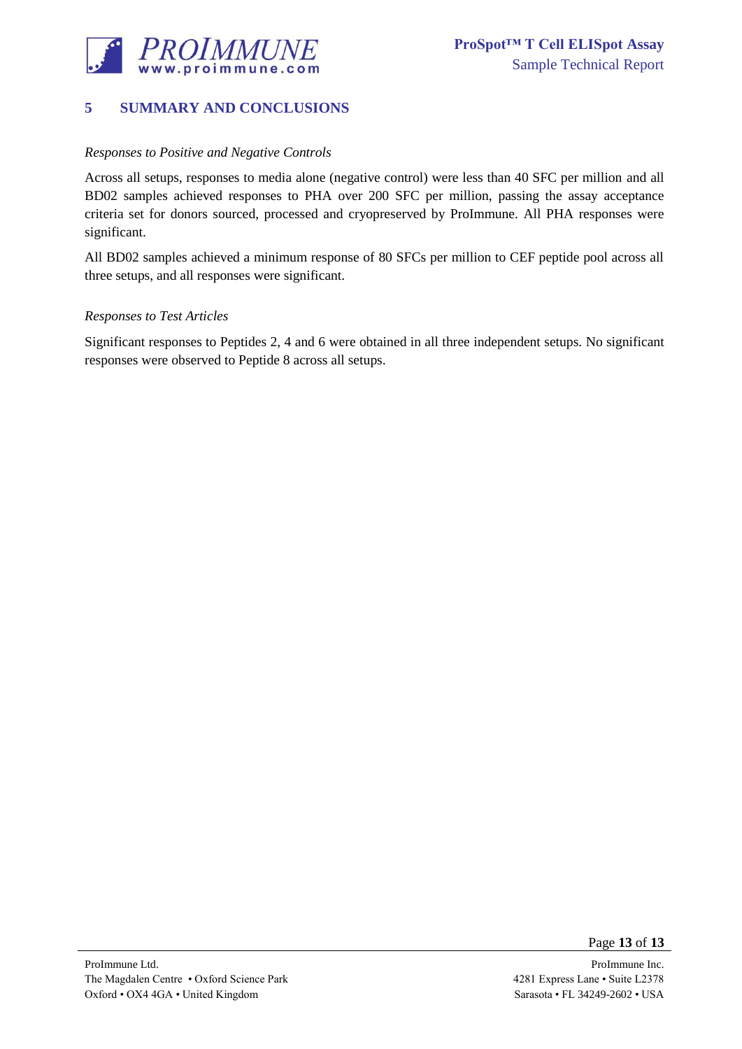## 5 SUMMARY AND CONCLUSIONS

*Responses to Positive and Negative Controls*

Across all setups, responses to media alone (negative control) were less than 40 SFC per million and all BD02 samples achieved responses to PHA over 200 SFC per million, passing the assay acceptance criteria set for donors sourced, processed and cryopreserved by ProImmune. All PHA responses were significant.

All BD02 samples achieved a minimum response of 80 SFCs per million to CEF peptide pool across all three setups, and all responses were significant.

*Responses to Test Articles*

Significant responses to Peptides 2, 4 and 6 were obtained in all three independent setups. No significant responses were observed to Peptide 8 across all setups.